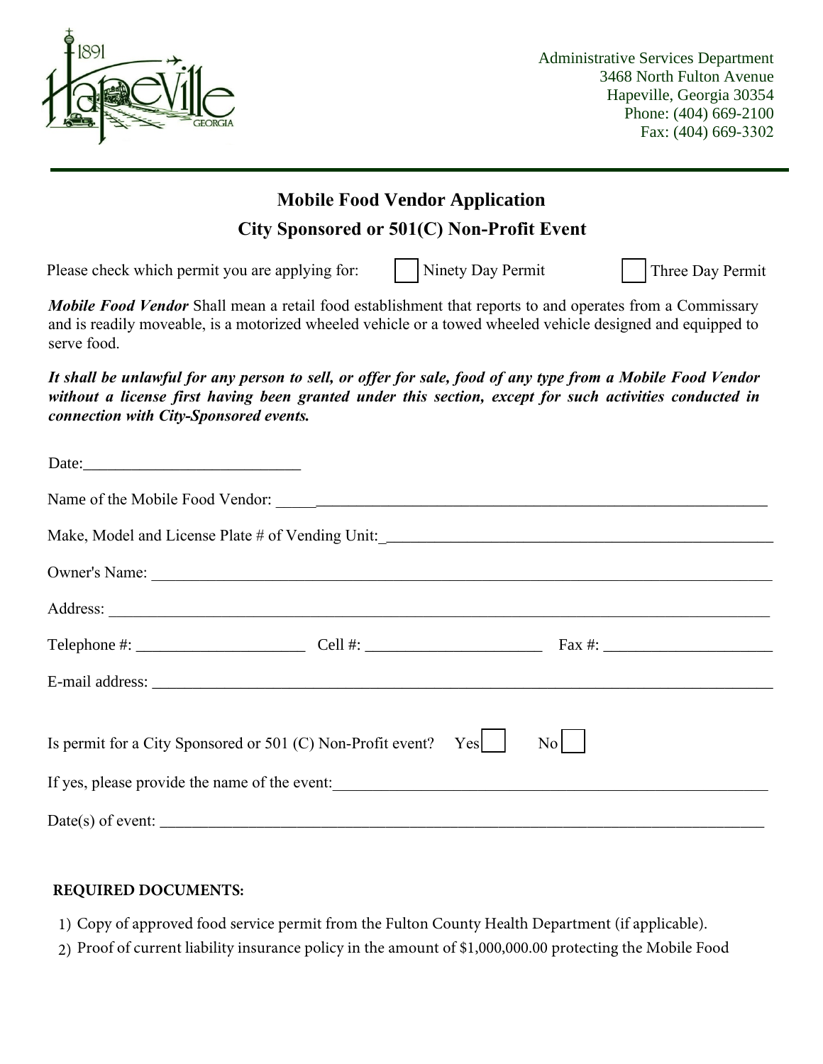Administrative Services Department
3468 North Fulton Avenue
Hapeville, Georgia 30354
Phone: (404) 669-2100
Fax: (404) 669-3302

# Mobile Food Vendor Application

## City Sponsored or 501(C) Non-Profit Event

Please check which permit you are applying for: ☐ Ninety Day Permit ☐ Three Day Permit

***Mobile Food Vendor*** Shall mean a retail food establishment that reports to and operates from a Commissary and is readily moveable, is a motorized wheeled vehicle or a towed wheeled vehicle designed and equipped to serve food.

***It shall be unlawful for any person to sell, or offer for sale, food of any type from a Mobile Food Vendor without a license first having been granted under this section, except for such activities conducted in connection with City-Sponsored events.***

Date:___________________________

Name of the Mobile Food Vendor: ____________________________________________________________

Make, Model and License Plate # of Vending Unit:_________________________________________________

Owner's Name: ________________________________________________________________________

Address: _____________________________________________________________________________

Telephone #: _____________________ Cell #: ______________________ Fax #: _____________________

E-mail address: ________________________________________________________________________

Is permit for a City Sponsored or 501 (C) Non-Profit event? Yes☐ No☐

If yes, please provide the name of the event:_________________________________________________________

Date(s) of event: _______________________________________________________________________

**REQUIRED DOCUMENTS:**

1) Copy of approved food service permit from the Fulton County Health Department (if applicable).
2) Proof of current liability insurance policy in the amount of $1,000,000.00 protecting the Mobile Food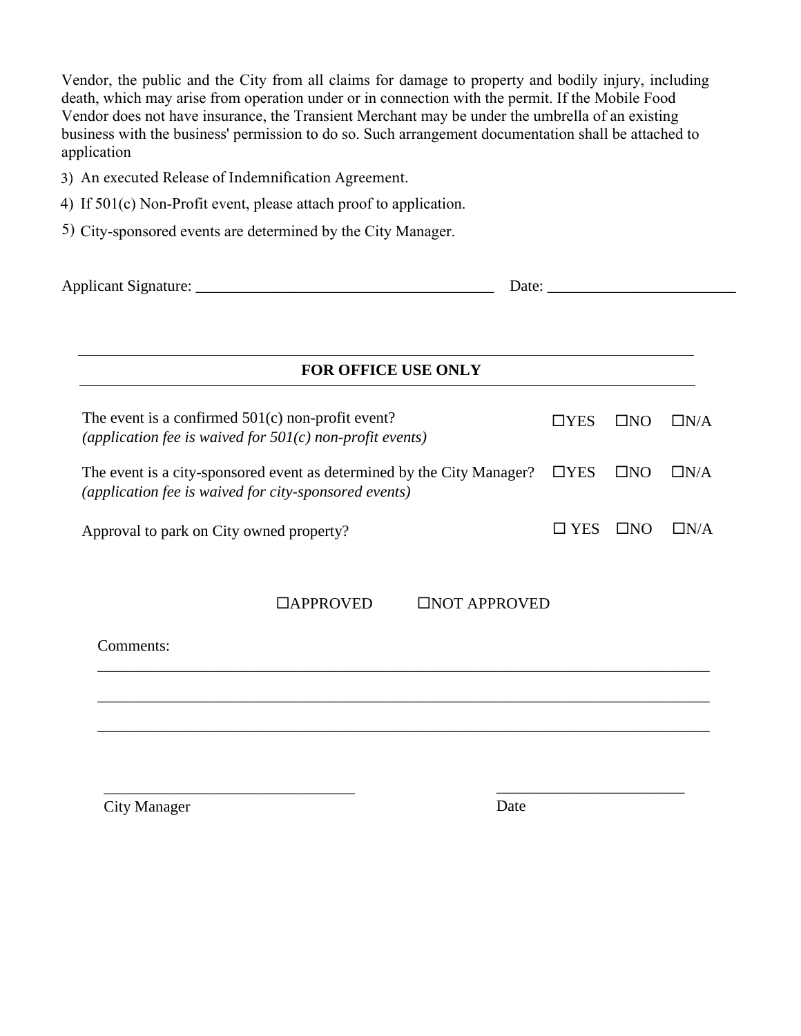Vendor, the public and the City from all claims for damage to property and bodily injury, including death, which may arise from operation under or in connection with the permit. If the Mobile Food Vendor does not have insurance, the Transient Merchant may be under the umbrella of an existing business with the business' permission to do so. Such arrangement documentation shall be attached to application

3) An executed Release of Indemnification Agreement.
4) If 501(c) Non-Profit event, please attach proof to application.
5) City-sponsored events are determined by the City Manager.

Applicant Signature: ______________________________________ Date: ________________________

---

**FOR OFFICE USE ONLY**

---

| | | | |
|---|---|---|---|
| The event is a confirmed 501(c) non-profit event? *(application fee is waived for 501(c) non-profit events)* | ☐YES | ☐NO | ☐N/A |
| The event is a city-sponsored event as determined by the City Manager? *(application fee is waived for city-sponsored events)* | ☐YES | ☐NO | ☐N/A |
| Approval to park on City owned property? | ☐ YES | ☐NO | ☐N/A |

☐APPROVED ☐NOT APPROVED

Comments:

_______________________________________________________________________________

_______________________________________________________________________________

_______________________________________________________________________________

________________________________ ________________________

City Manager Date